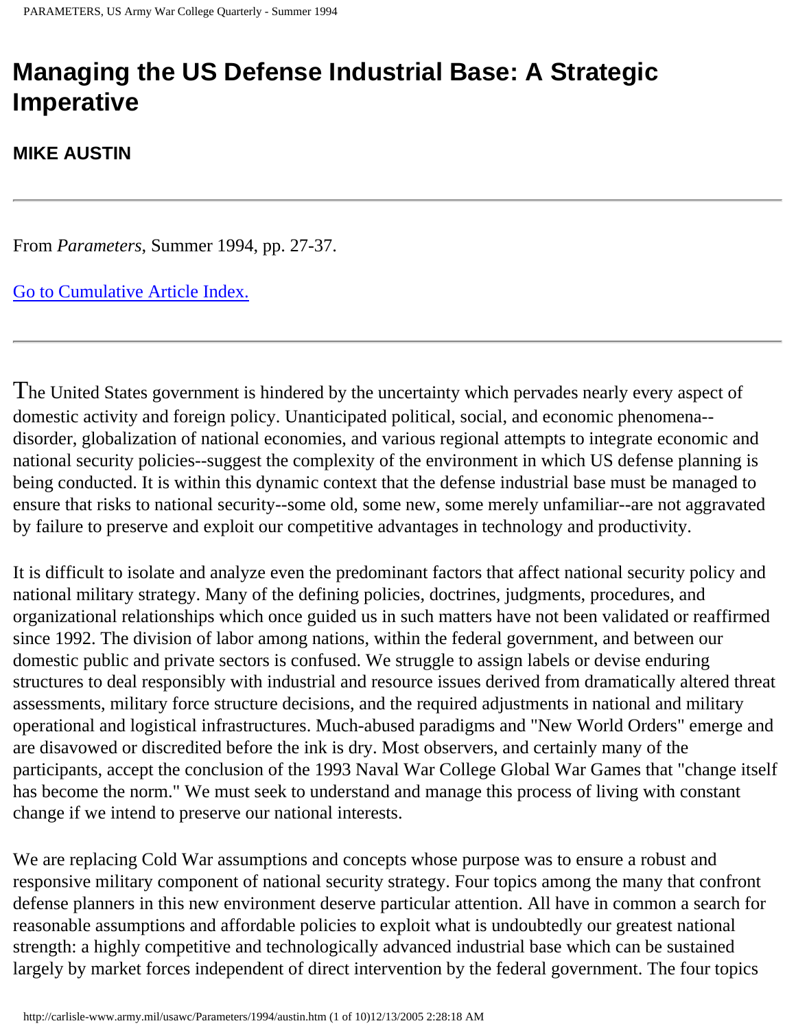# Managing the US Defense Industrial Base: A Strategic Imperative

**MIKE AUSTIN**

---

From *Parameters*, Summer 1994, pp. 27-37.

Go to Cumulative Article Index.

---

The United States government is hindered by the uncertainty which pervades nearly every aspect of domestic activity and foreign policy. Unanticipated political, social, and economic phenomena--disorder, globalization of national economies, and various regional attempts to integrate economic and national security policies--suggest the complexity of the environment in which US defense planning is being conducted. It is within this dynamic context that the defense industrial base must be managed to ensure that risks to national security--some old, some new, some merely unfamiliar--are not aggravated by failure to preserve and exploit our competitive advantages in technology and productivity.

It is difficult to isolate and analyze even the predominant factors that affect national security policy and national military strategy. Many of the defining policies, doctrines, judgments, procedures, and organizational relationships which once guided us in such matters have not been validated or reaffirmed since 1992. The division of labor among nations, within the federal government, and between our domestic public and private sectors is confused. We struggle to assign labels or devise enduring structures to deal responsibly with industrial and resource issues derived from dramatically altered threat assessments, military force structure decisions, and the required adjustments in national and military operational and logistical infrastructures. Much-abused paradigms and "New World Orders" emerge and are disavowed or discredited before the ink is dry. Most observers, and certainly many of the participants, accept the conclusion of the 1993 Naval War College Global War Games that "change itself has become the norm." We must seek to understand and manage this process of living with constant change if we intend to preserve our national interests.

We are replacing Cold War assumptions and concepts whose purpose was to ensure a robust and responsive military component of national security strategy. Four topics among the many that confront defense planners in this new environment deserve particular attention. All have in common a search for reasonable assumptions and affordable policies to exploit what is undoubtedly our greatest national strength: a highly competitive and technologically advanced industrial base which can be sustained largely by market forces independent of direct intervention by the federal government. The four topics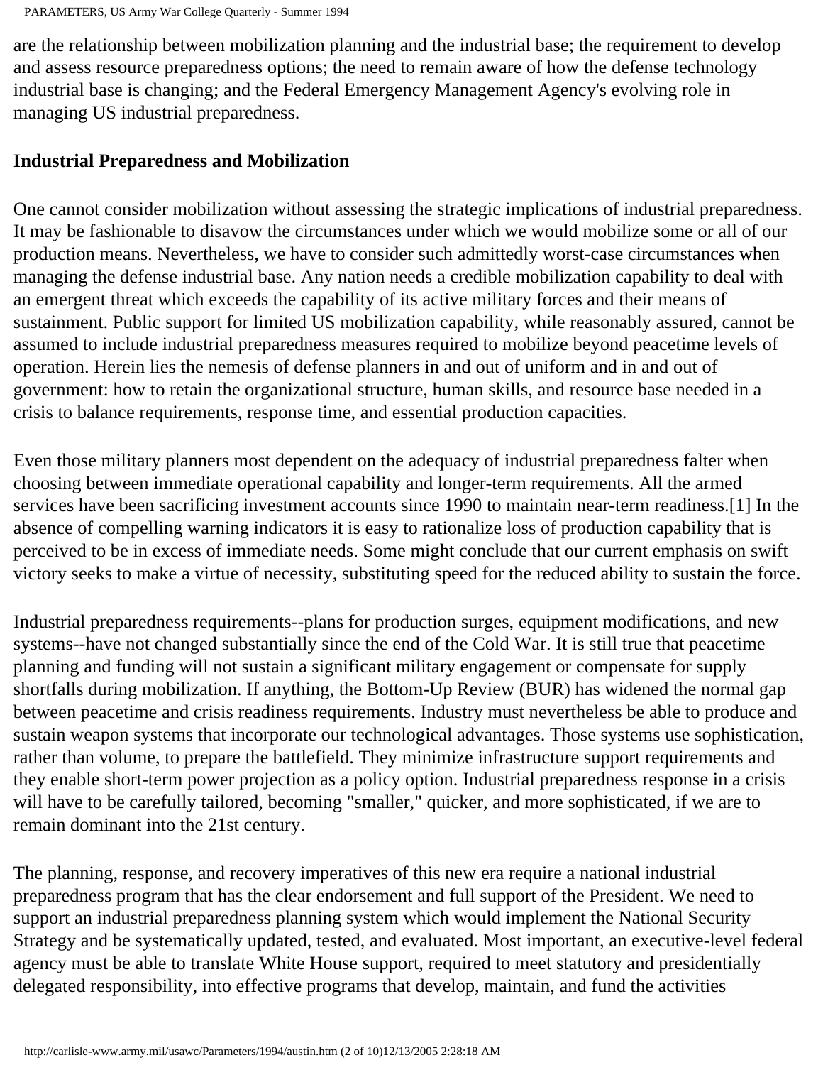are the relationship between mobilization planning and the industrial base; the requirement to develop and assess resource preparedness options; the need to remain aware of how the defense technology industrial base is changing; and the Federal Emergency Management Agency's evolving role in managing US industrial preparedness.

**Industrial Preparedness and Mobilization**

One cannot consider mobilization without assessing the strategic implications of industrial preparedness. It may be fashionable to disavow the circumstances under which we would mobilize some or all of our production means. Nevertheless, we have to consider such admittedly worst-case circumstances when managing the defense industrial base. Any nation needs a credible mobilization capability to deal with an emergent threat which exceeds the capability of its active military forces and their means of sustainment. Public support for limited US mobilization capability, while reasonably assured, cannot be assumed to include industrial preparedness measures required to mobilize beyond peacetime levels of operation. Herein lies the nemesis of defense planners in and out of uniform and in and out of government: how to retain the organizational structure, human skills, and resource base needed in a crisis to balance requirements, response time, and essential production capacities.

Even those military planners most dependent on the adequacy of industrial preparedness falter when choosing between immediate operational capability and longer-term requirements. All the armed services have been sacrificing investment accounts since 1990 to maintain near-term readiness.[1] In the absence of compelling warning indicators it is easy to rationalize loss of production capability that is perceived to be in excess of immediate needs. Some might conclude that our current emphasis on swift victory seeks to make a virtue of necessity, substituting speed for the reduced ability to sustain the force.

Industrial preparedness requirements--plans for production surges, equipment modifications, and new systems--have not changed substantially since the end of the Cold War. It is still true that peacetime planning and funding will not sustain a significant military engagement or compensate for supply shortfalls during mobilization. If anything, the Bottom-Up Review (BUR) has widened the normal gap between peacetime and crisis readiness requirements. Industry must nevertheless be able to produce and sustain weapon systems that incorporate our technological advantages. Those systems use sophistication, rather than volume, to prepare the battlefield. They minimize infrastructure support requirements and they enable short-term power projection as a policy option. Industrial preparedness response in a crisis will have to be carefully tailored, becoming "smaller," quicker, and more sophisticated, if we are to remain dominant into the 21st century.

The planning, response, and recovery imperatives of this new era require a national industrial preparedness program that has the clear endorsement and full support of the President. We need to support an industrial preparedness planning system which would implement the National Security Strategy and be systematically updated, tested, and evaluated. Most important, an executive-level federal agency must be able to translate White House support, required to meet statutory and presidentially delegated responsibility, into effective programs that develop, maintain, and fund the activities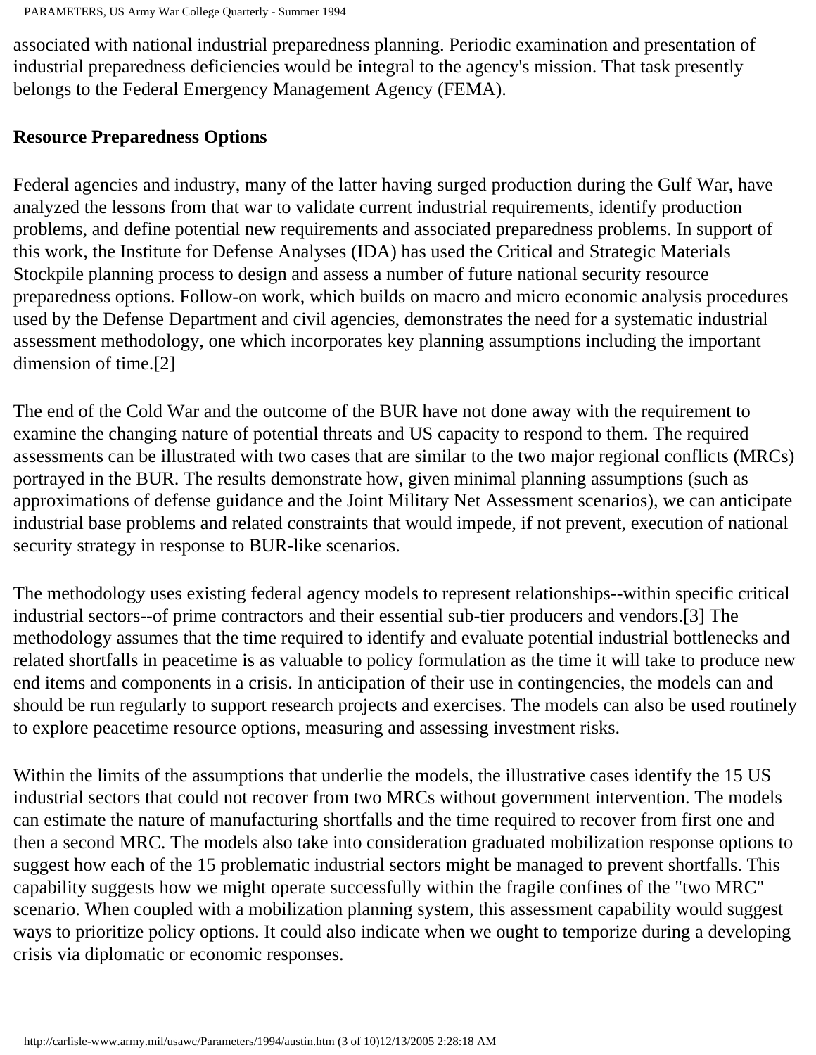associated with national industrial preparedness planning. Periodic examination and presentation of industrial preparedness deficiencies would be integral to the agency's mission. That task presently belongs to the Federal Emergency Management Agency (FEMA).

**Resource Preparedness Options**

Federal agencies and industry, many of the latter having surged production during the Gulf War, have analyzed the lessons from that war to validate current industrial requirements, identify production problems, and define potential new requirements and associated preparedness problems. In support of this work, the Institute for Defense Analyses (IDA) has used the Critical and Strategic Materials Stockpile planning process to design and assess a number of future national security resource preparedness options. Follow-on work, which builds on macro and micro economic analysis procedures used by the Defense Department and civil agencies, demonstrates the need for a systematic industrial assessment methodology, one which incorporates key planning assumptions including the important dimension of time.[2]

The end of the Cold War and the outcome of the BUR have not done away with the requirement to examine the changing nature of potential threats and US capacity to respond to them. The required assessments can be illustrated with two cases that are similar to the two major regional conflicts (MRCs) portrayed in the BUR. The results demonstrate how, given minimal planning assumptions (such as approximations of defense guidance and the Joint Military Net Assessment scenarios), we can anticipate industrial base problems and related constraints that would impede, if not prevent, execution of national security strategy in response to BUR-like scenarios.

The methodology uses existing federal agency models to represent relationships--within specific critical industrial sectors--of prime contractors and their essential sub-tier producers and vendors.[3] The methodology assumes that the time required to identify and evaluate potential industrial bottlenecks and related shortfalls in peacetime is as valuable to policy formulation as the time it will take to produce new end items and components in a crisis. In anticipation of their use in contingencies, the models can and should be run regularly to support research projects and exercises. The models can also be used routinely to explore peacetime resource options, measuring and assessing investment risks.

Within the limits of the assumptions that underlie the models, the illustrative cases identify the 15 US industrial sectors that could not recover from two MRCs without government intervention. The models can estimate the nature of manufacturing shortfalls and the time required to recover from first one and then a second MRC. The models also take into consideration graduated mobilization response options to suggest how each of the 15 problematic industrial sectors might be managed to prevent shortfalls. This capability suggests how we might operate successfully within the fragile confines of the "two MRC" scenario. When coupled with a mobilization planning system, this assessment capability would suggest ways to prioritize policy options. It could also indicate when we ought to temporize during a developing crisis via diplomatic or economic responses.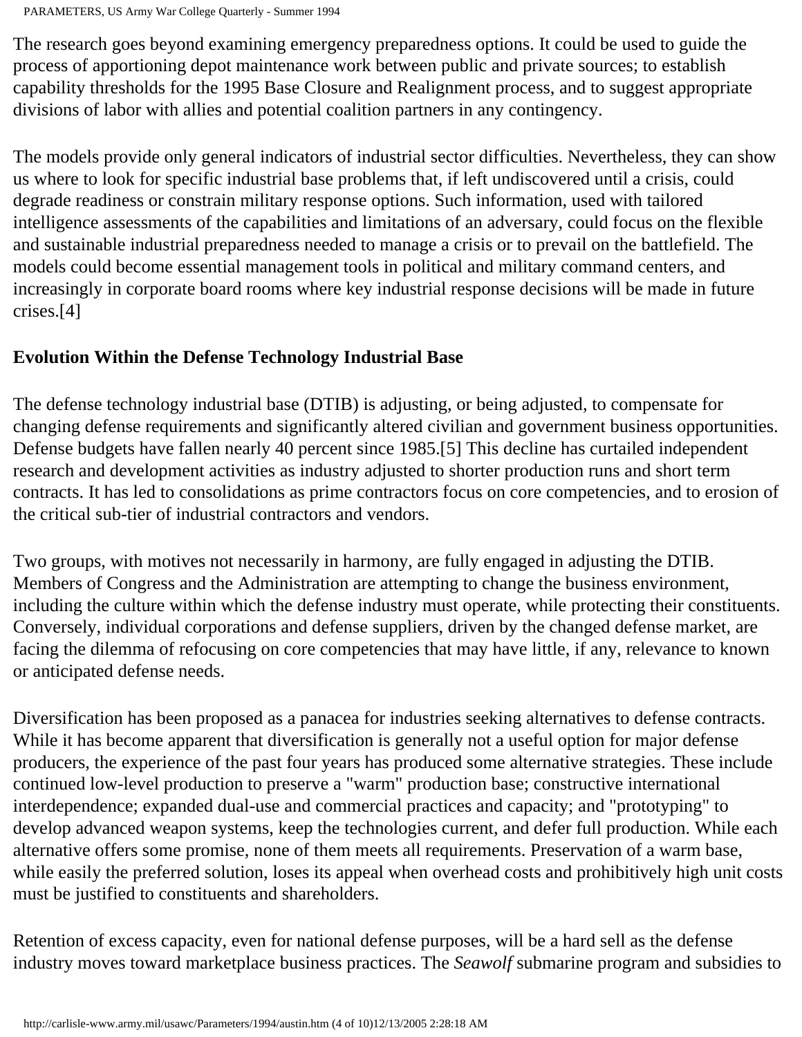The research goes beyond examining emergency preparedness options. It could be used to guide the process of apportioning depot maintenance work between public and private sources; to establish capability thresholds for the 1995 Base Closure and Realignment process, and to suggest appropriate divisions of labor with allies and potential coalition partners in any contingency.

The models provide only general indicators of industrial sector difficulties. Nevertheless, they can show us where to look for specific industrial base problems that, if left undiscovered until a crisis, could degrade readiness or constrain military response options. Such information, used with tailored intelligence assessments of the capabilities and limitations of an adversary, could focus on the flexible and sustainable industrial preparedness needed to manage a crisis or to prevail on the battlefield. The models could become essential management tools in political and military command centers, and increasingly in corporate board rooms where key industrial response decisions will be made in future crises.[4]

**Evolution Within the Defense Technology Industrial Base**

The defense technology industrial base (DTIB) is adjusting, or being adjusted, to compensate for changing defense requirements and significantly altered civilian and government business opportunities. Defense budgets have fallen nearly 40 percent since 1985.[5] This decline has curtailed independent research and development activities as industry adjusted to shorter production runs and short term contracts. It has led to consolidations as prime contractors focus on core competencies, and to erosion of the critical sub-tier of industrial contractors and vendors.

Two groups, with motives not necessarily in harmony, are fully engaged in adjusting the DTIB. Members of Congress and the Administration are attempting to change the business environment, including the culture within which the defense industry must operate, while protecting their constituents. Conversely, individual corporations and defense suppliers, driven by the changed defense market, are facing the dilemma of refocusing on core competencies that may have little, if any, relevance to known or anticipated defense needs.

Diversification has been proposed as a panacea for industries seeking alternatives to defense contracts. While it has become apparent that diversification is generally not a useful option for major defense producers, the experience of the past four years has produced some alternative strategies. These include continued low-level production to preserve a "warm" production base; constructive international interdependence; expanded dual-use and commercial practices and capacity; and "prototyping" to develop advanced weapon systems, keep the technologies current, and defer full production. While each alternative offers some promise, none of them meets all requirements. Preservation of a warm base, while easily the preferred solution, loses its appeal when overhead costs and prohibitively high unit costs must be justified to constituents and shareholders.

Retention of excess capacity, even for national defense purposes, will be a hard sell as the defense industry moves toward marketplace business practices. The *Seawolf* submarine program and subsidies to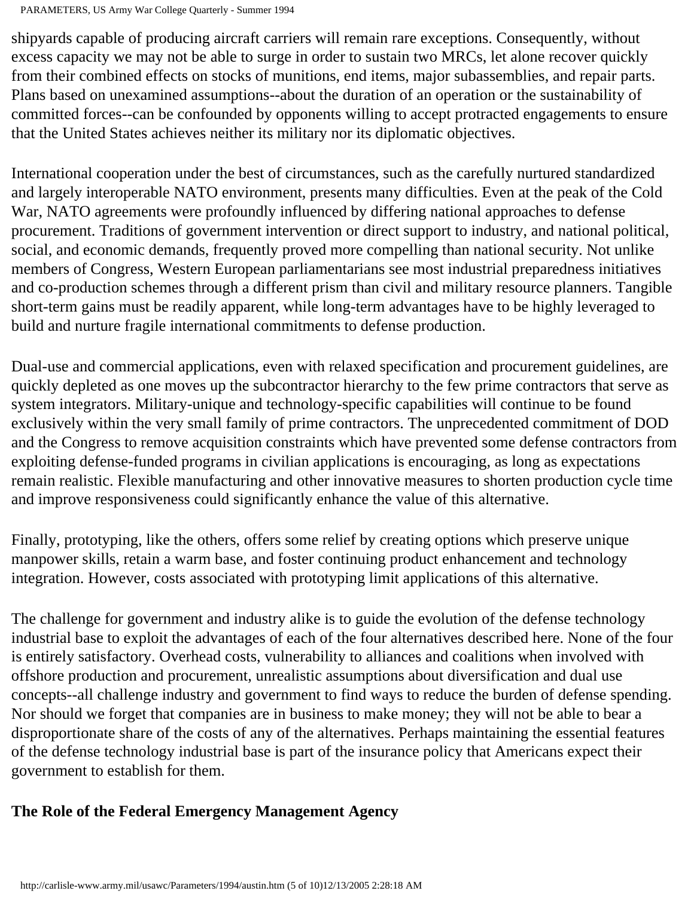shipyards capable of producing aircraft carriers will remain rare exceptions. Consequently, without excess capacity we may not be able to surge in order to sustain two MRCs, let alone recover quickly from their combined effects on stocks of munitions, end items, major subassemblies, and repair parts. Plans based on unexamined assumptions--about the duration of an operation or the sustainability of committed forces--can be confounded by opponents willing to accept protracted engagements to ensure that the United States achieves neither its military nor its diplomatic objectives.

International cooperation under the best of circumstances, such as the carefully nurtured standardized and largely interoperable NATO environment, presents many difficulties. Even at the peak of the Cold War, NATO agreements were profoundly influenced by differing national approaches to defense procurement. Traditions of government intervention or direct support to industry, and national political, social, and economic demands, frequently proved more compelling than national security. Not unlike members of Congress, Western European parliamentarians see most industrial preparedness initiatives and co-production schemes through a different prism than civil and military resource planners. Tangible short-term gains must be readily apparent, while long-term advantages have to be highly leveraged to build and nurture fragile international commitments to defense production.

Dual-use and commercial applications, even with relaxed specification and procurement guidelines, are quickly depleted as one moves up the subcontractor hierarchy to the few prime contractors that serve as system integrators. Military-unique and technology-specific capabilities will continue to be found exclusively within the very small family of prime contractors. The unprecedented commitment of DOD and the Congress to remove acquisition constraints which have prevented some defense contractors from exploiting defense-funded programs in civilian applications is encouraging, as long as expectations remain realistic. Flexible manufacturing and other innovative measures to shorten production cycle time and improve responsiveness could significantly enhance the value of this alternative.

Finally, prototyping, like the others, offers some relief by creating options which preserve unique manpower skills, retain a warm base, and foster continuing product enhancement and technology integration. However, costs associated with prototyping limit applications of this alternative.

The challenge for government and industry alike is to guide the evolution of the defense technology industrial base to exploit the advantages of each of the four alternatives described here. None of the four is entirely satisfactory. Overhead costs, vulnerability to alliances and coalitions when involved with offshore production and procurement, unrealistic assumptions about diversification and dual use concepts--all challenge industry and government to find ways to reduce the burden of defense spending. Nor should we forget that companies are in business to make money; they will not be able to bear a disproportionate share of the costs of any of the alternatives. Perhaps maintaining the essential features of the defense technology industrial base is part of the insurance policy that Americans expect their government to establish for them.

**The Role of the Federal Emergency Management Agency**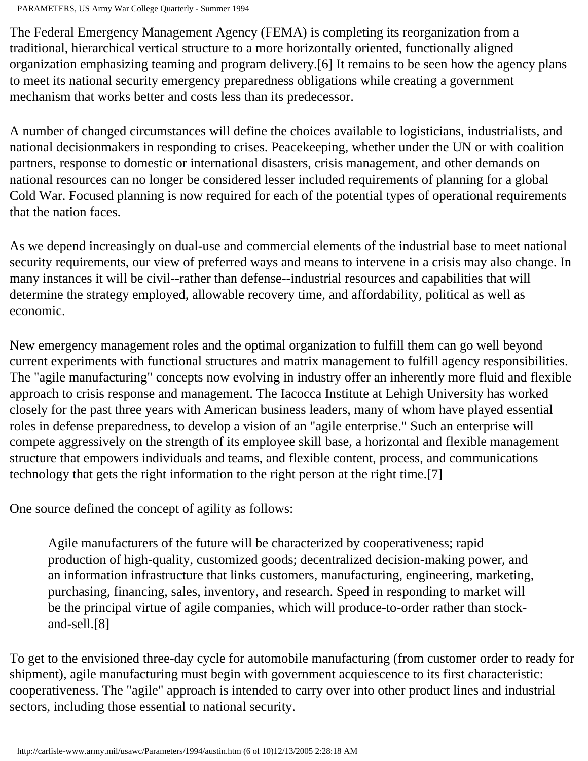The Federal Emergency Management Agency (FEMA) is completing its reorganization from a traditional, hierarchical vertical structure to a more horizontally oriented, functionally aligned organization emphasizing teaming and program delivery.[6] It remains to be seen how the agency plans to meet its national security emergency preparedness obligations while creating a government mechanism that works better and costs less than its predecessor.

A number of changed circumstances will define the choices available to logisticians, industrialists, and national decisionmakers in responding to crises. Peacekeeping, whether under the UN or with coalition partners, response to domestic or international disasters, crisis management, and other demands on national resources can no longer be considered lesser included requirements of planning for a global Cold War. Focused planning is now required for each of the potential types of operational requirements that the nation faces.

As we depend increasingly on dual-use and commercial elements of the industrial base to meet national security requirements, our view of preferred ways and means to intervene in a crisis may also change. In many instances it will be civil--rather than defense--industrial resources and capabilities that will determine the strategy employed, allowable recovery time, and affordability, political as well as economic.

New emergency management roles and the optimal organization to fulfill them can go well beyond current experiments with functional structures and matrix management to fulfill agency responsibilities. The "agile manufacturing" concepts now evolving in industry offer an inherently more fluid and flexible approach to crisis response and management. The Iacocca Institute at Lehigh University has worked closely for the past three years with American business leaders, many of whom have played essential roles in defense preparedness, to develop a vision of an "agile enterprise." Such an enterprise will compete aggressively on the strength of its employee skill base, a horizontal and flexible management structure that empowers individuals and teams, and flexible content, process, and communications technology that gets the right information to the right person at the right time.[7]

One source defined the concept of agility as follows:

> Agile manufacturers of the future will be characterized by cooperativeness; rapid production of high-quality, customized goods; decentralized decision-making power, and an information infrastructure that links customers, manufacturing, engineering, marketing, purchasing, financing, sales, inventory, and research. Speed in responding to market will be the principal virtue of agile companies, which will produce-to-order rather than stock-and-sell.[8]

To get to the envisioned three-day cycle for automobile manufacturing (from customer order to ready for shipment), agile manufacturing must begin with government acquiescence to its first characteristic: cooperativeness. The "agile" approach is intended to carry over into other product lines and industrial sectors, including those essential to national security.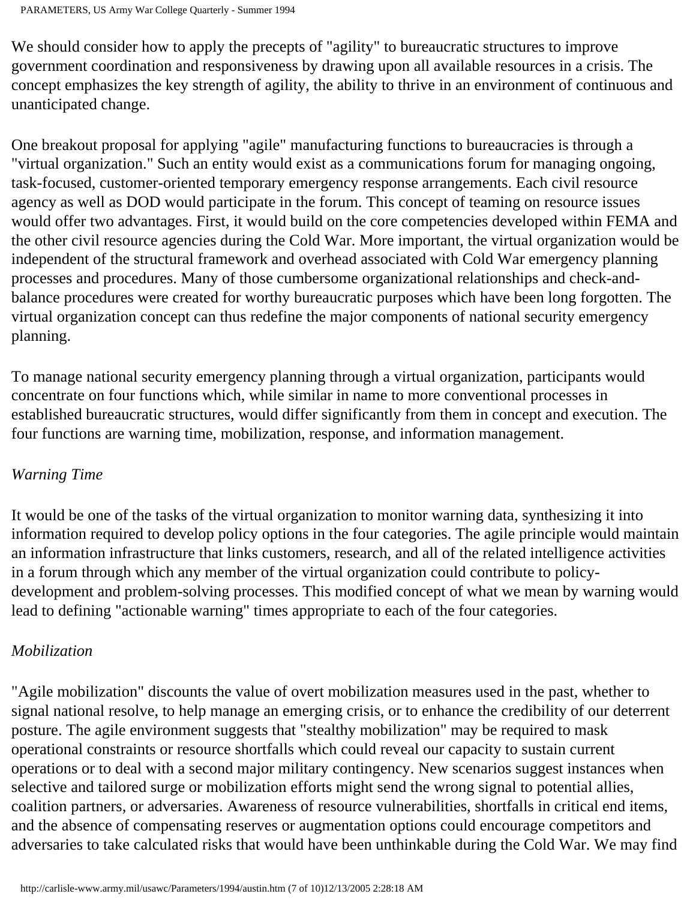We should consider how to apply the precepts of "agility" to bureaucratic structures to improve government coordination and responsiveness by drawing upon all available resources in a crisis. The concept emphasizes the key strength of agility, the ability to thrive in an environment of continuous and unanticipated change.

One breakout proposal for applying "agile" manufacturing functions to bureaucracies is through a "virtual organization." Such an entity would exist as a communications forum for managing ongoing, task-focused, customer-oriented temporary emergency response arrangements. Each civil resource agency as well as DOD would participate in the forum. This concept of teaming on resource issues would offer two advantages. First, it would build on the core competencies developed within FEMA and the other civil resource agencies during the Cold War. More important, the virtual organization would be independent of the structural framework and overhead associated with Cold War emergency planning processes and procedures. Many of those cumbersome organizational relationships and check-and-balance procedures were created for worthy bureaucratic purposes which have been long forgotten. The virtual organization concept can thus redefine the major components of national security emergency planning.

To manage national security emergency planning through a virtual organization, participants would concentrate on four functions which, while similar in name to more conventional processes in established bureaucratic structures, would differ significantly from them in concept and execution. The four functions are warning time, mobilization, response, and information management.

*Warning Time*

It would be one of the tasks of the virtual organization to monitor warning data, synthesizing it into information required to develop policy options in the four categories. The agile principle would maintain an information infrastructure that links customers, research, and all of the related intelligence activities in a forum through which any member of the virtual organization could contribute to policy-development and problem-solving processes. This modified concept of what we mean by warning would lead to defining "actionable warning" times appropriate to each of the four categories.

*Mobilization*

"Agile mobilization" discounts the value of overt mobilization measures used in the past, whether to signal national resolve, to help manage an emerging crisis, or to enhance the credibility of our deterrent posture. The agile environment suggests that "stealthy mobilization" may be required to mask operational constraints or resource shortfalls which could reveal our capacity to sustain current operations or to deal with a second major military contingency. New scenarios suggest instances when selective and tailored surge or mobilization efforts might send the wrong signal to potential allies, coalition partners, or adversaries. Awareness of resource vulnerabilities, shortfalls in critical end items, and the absence of compensating reserves or augmentation options could encourage competitors and adversaries to take calculated risks that would have been unthinkable during the Cold War. We may find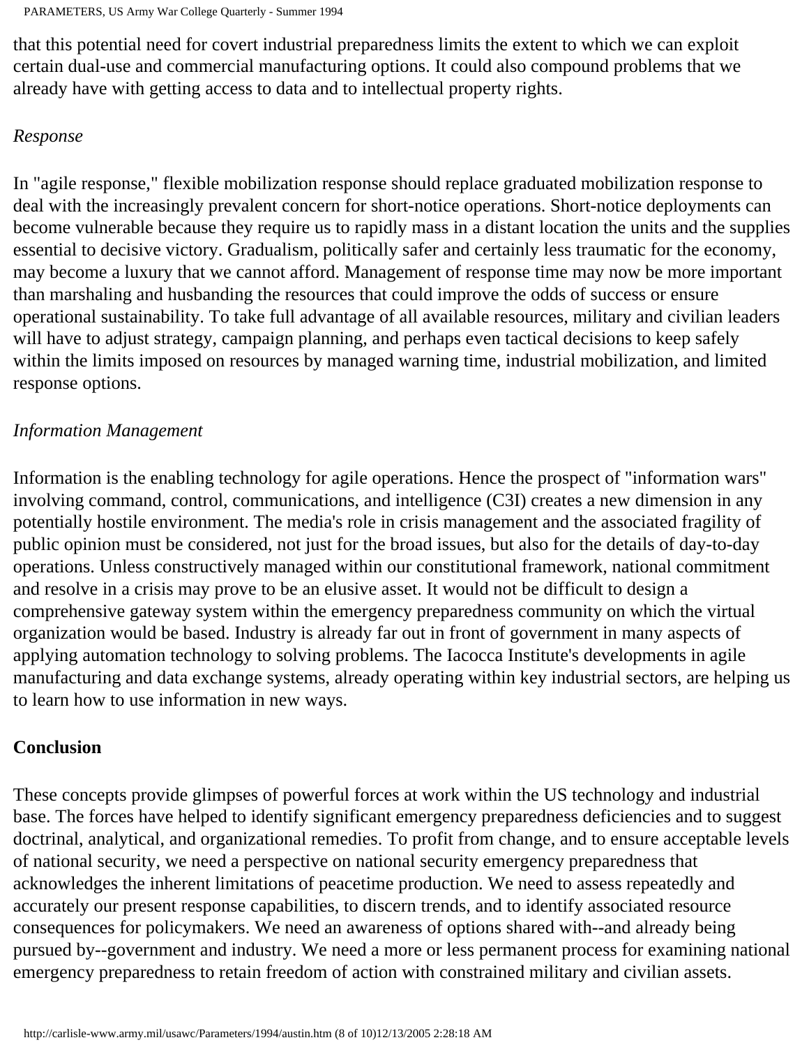that this potential need for covert industrial preparedness limits the extent to which we can exploit certain dual-use and commercial manufacturing options. It could also compound problems that we already have with getting access to data and to intellectual property rights.

*Response*

In "agile response," flexible mobilization response should replace graduated mobilization response to deal with the increasingly prevalent concern for short-notice operations. Short-notice deployments can become vulnerable because they require us to rapidly mass in a distant location the units and the supplies essential to decisive victory. Gradualism, politically safer and certainly less traumatic for the economy, may become a luxury that we cannot afford. Management of response time may now be more important than marshaling and husbanding the resources that could improve the odds of success or ensure operational sustainability. To take full advantage of all available resources, military and civilian leaders will have to adjust strategy, campaign planning, and perhaps even tactical decisions to keep safely within the limits imposed on resources by managed warning time, industrial mobilization, and limited response options.

*Information Management*

Information is the enabling technology for agile operations. Hence the prospect of "information wars" involving command, control, communications, and intelligence (C3I) creates a new dimension in any potentially hostile environment. The media's role in crisis management and the associated fragility of public opinion must be considered, not just for the broad issues, but also for the details of day-to-day operations. Unless constructively managed within our constitutional framework, national commitment and resolve in a crisis may prove to be an elusive asset. It would not be difficult to design a comprehensive gateway system within the emergency preparedness community on which the virtual organization would be based. Industry is already far out in front of government in many aspects of applying automation technology to solving problems. The Iacocca Institute's developments in agile manufacturing and data exchange systems, already operating within key industrial sectors, are helping us to learn how to use information in new ways.

**Conclusion**

These concepts provide glimpses of powerful forces at work within the US technology and industrial base. The forces have helped to identify significant emergency preparedness deficiencies and to suggest doctrinal, analytical, and organizational remedies. To profit from change, and to ensure acceptable levels of national security, we need a perspective on national security emergency preparedness that acknowledges the inherent limitations of peacetime production. We need to assess repeatedly and accurately our present response capabilities, to discern trends, and to identify associated resource consequences for policymakers. We need an awareness of options shared with--and already being pursued by--government and industry. We need a more or less permanent process for examining national emergency preparedness to retain freedom of action with constrained military and civilian assets.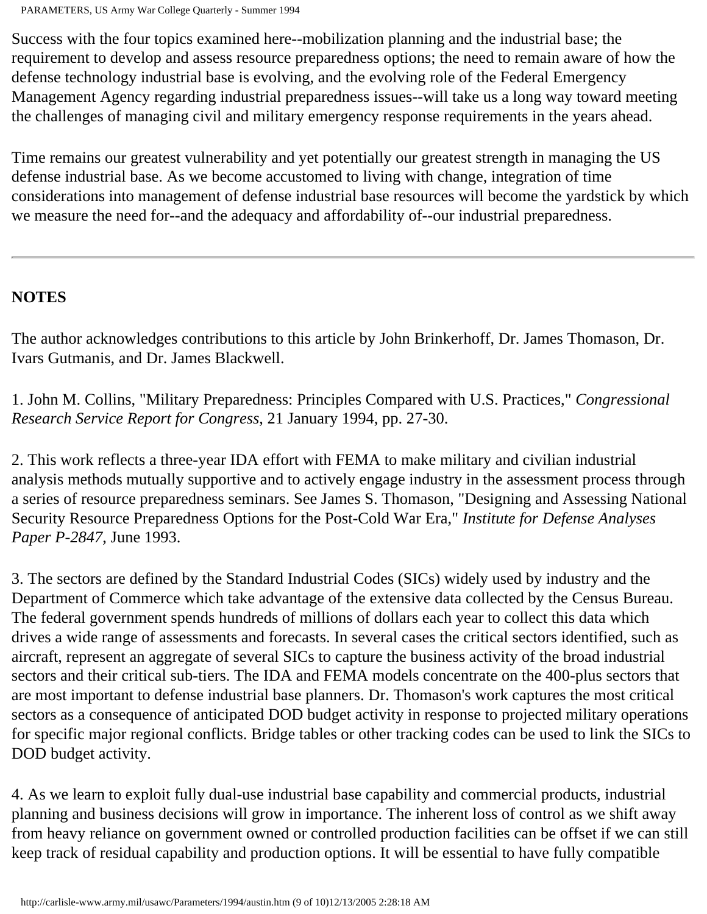Success with the four topics examined here--mobilization planning and the industrial base; the requirement to develop and assess resource preparedness options; the need to remain aware of how the defense technology industrial base is evolving, and the evolving role of the Federal Emergency Management Agency regarding industrial preparedness issues--will take us a long way toward meeting the challenges of managing civil and military emergency response requirements in the years ahead.

Time remains our greatest vulnerability and yet potentially our greatest strength in managing the US defense industrial base. As we become accustomed to living with change, integration of time considerations into management of defense industrial base resources will become the yardstick by which we measure the need for--and the adequacy and affordability of--our industrial preparedness.

---

**NOTES**

The author acknowledges contributions to this article by John Brinkerhoff, Dr. James Thomason, Dr. Ivars Gutmanis, and Dr. James Blackwell.

1. John M. Collins, "Military Preparedness: Principles Compared with U.S. Practices," *Congressional Research Service Report for Congress*, 21 January 1994, pp. 27-30.

2. This work reflects a three-year IDA effort with FEMA to make military and civilian industrial analysis methods mutually supportive and to actively engage industry in the assessment process through a series of resource preparedness seminars. See James S. Thomason, "Designing and Assessing National Security Resource Preparedness Options for the Post-Cold War Era," *Institute for Defense Analyses Paper P-2847*, June 1993.

3. The sectors are defined by the Standard Industrial Codes (SICs) widely used by industry and the Department of Commerce which take advantage of the extensive data collected by the Census Bureau. The federal government spends hundreds of millions of dollars each year to collect this data which drives a wide range of assessments and forecasts. In several cases the critical sectors identified, such as aircraft, represent an aggregate of several SICs to capture the business activity of the broad industrial sectors and their critical sub-tiers. The IDA and FEMA models concentrate on the 400-plus sectors that are most important to defense industrial base planners. Dr. Thomason's work captures the most critical sectors as a consequence of anticipated DOD budget activity in response to projected military operations for specific major regional conflicts. Bridge tables or other tracking codes can be used to link the SICs to DOD budget activity.

4. As we learn to exploit fully dual-use industrial base capability and commercial products, industrial planning and business decisions will grow in importance. The inherent loss of control as we shift away from heavy reliance on government owned or controlled production facilities can be offset if we can still keep track of residual capability and production options. It will be essential to have fully compatible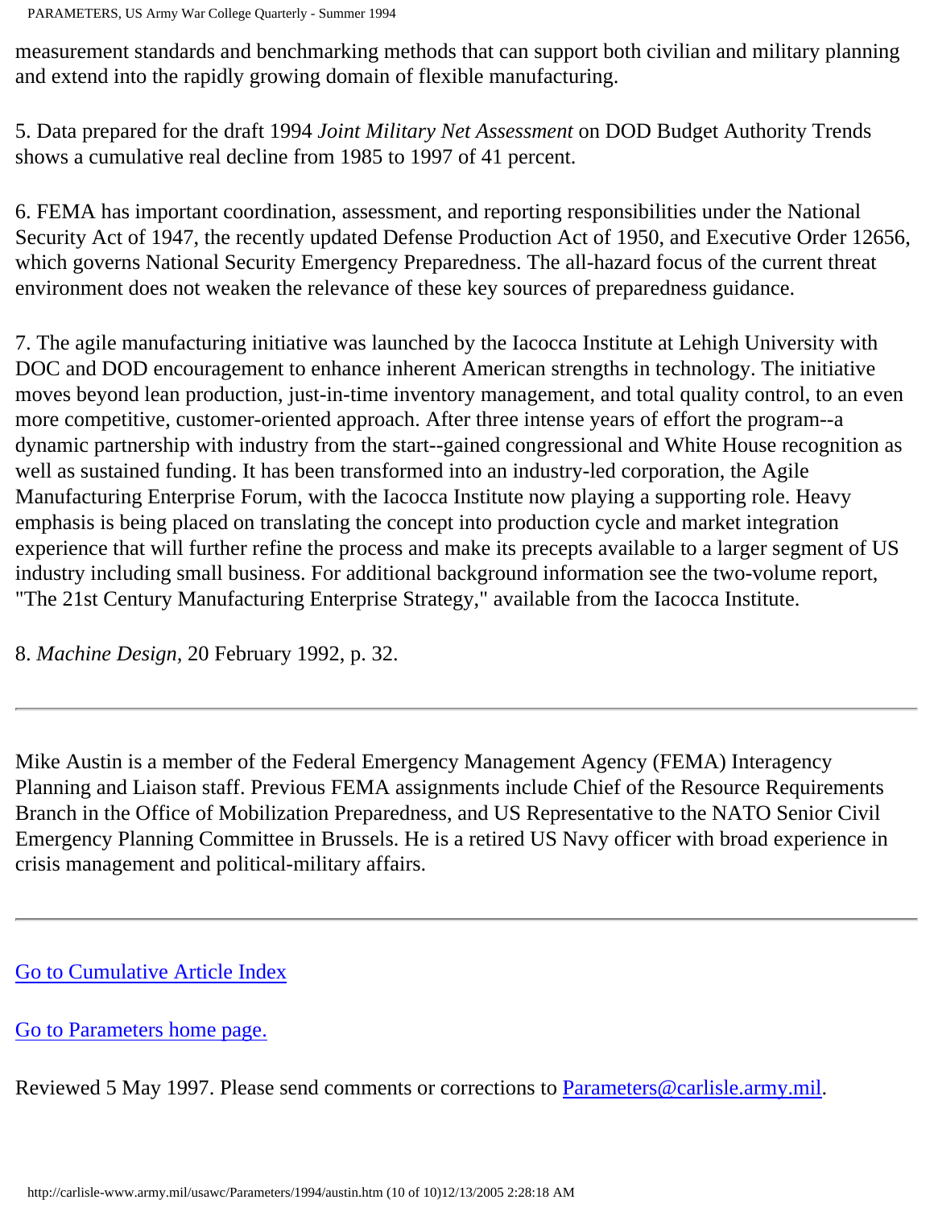measurement standards and benchmarking methods that can support both civilian and military planning and extend into the rapidly growing domain of flexible manufacturing.

5. Data prepared for the draft 1994 *Joint Military Net Assessment* on DOD Budget Authority Trends shows a cumulative real decline from 1985 to 1997 of 41 percent.

6. FEMA has important coordination, assessment, and reporting responsibilities under the National Security Act of 1947, the recently updated Defense Production Act of 1950, and Executive Order 12656, which governs National Security Emergency Preparedness. The all-hazard focus of the current threat environment does not weaken the relevance of these key sources of preparedness guidance.

7. The agile manufacturing initiative was launched by the Iacocca Institute at Lehigh University with DOC and DOD encouragement to enhance inherent American strengths in technology. The initiative moves beyond lean production, just-in-time inventory management, and total quality control, to an even more competitive, customer-oriented approach. After three intense years of effort the program--a dynamic partnership with industry from the start--gained congressional and White House recognition as well as sustained funding. It has been transformed into an industry-led corporation, the Agile Manufacturing Enterprise Forum, with the Iacocca Institute now playing a supporting role. Heavy emphasis is being placed on translating the concept into production cycle and market integration experience that will further refine the process and make its precepts available to a larger segment of US industry including small business. For additional background information see the two-volume report, "The 21st Century Manufacturing Enterprise Strategy," available from the Iacocca Institute.

8. *Machine Design,* 20 February 1992, p. 32.

---

Mike Austin is a member of the Federal Emergency Management Agency (FEMA) Interagency Planning and Liaison staff. Previous FEMA assignments include Chief of the Resource Requirements Branch in the Office of Mobilization Preparedness, and US Representative to the NATO Senior Civil Emergency Planning Committee in Brussels. He is a retired US Navy officer with broad experience in crisis management and political-military affairs.

---

Go to Cumulative Article Index

Go to Parameters home page.

Reviewed 5 May 1997. Please send comments or corrections to Parameters@carlisle.army.mil.